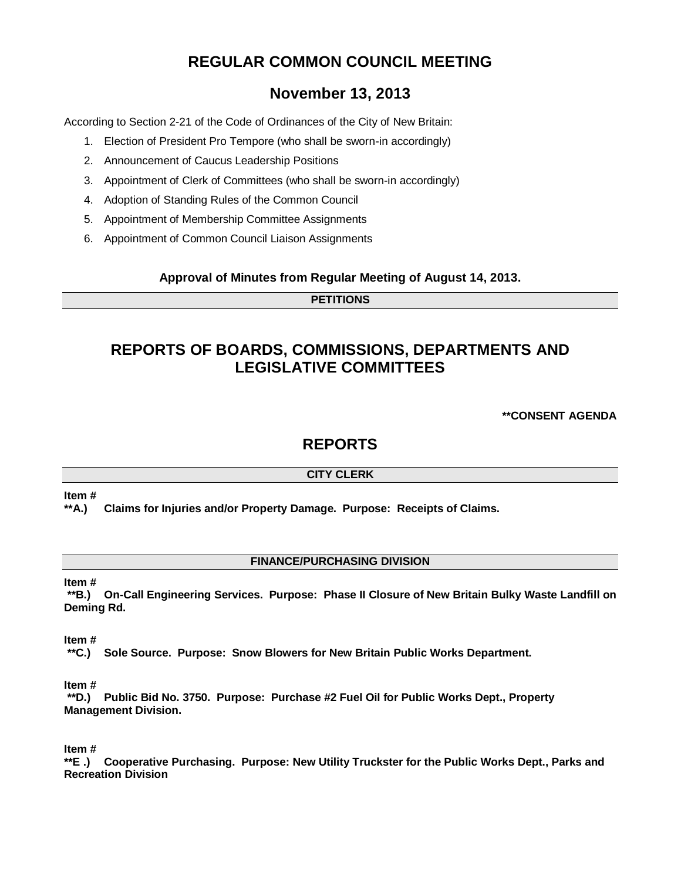# REGULAR COMMON COUNCIL MEETING

## November 13, 2013

According to Section 2-21 of the Code of Ordinances of the City of New Britain:

1. Election of President Pro Tempore (who shall be sworn-in accordingly)
2. Announcement of Caucus Leadership Positions
3. Appointment of Clerk of Committees (who shall be sworn-in accordingly)
4. Adoption of Standing Rules of the Common Council
5. Appointment of Membership Committee Assignments
6. Appointment of Common Council Liaison Assignments

**Approval of Minutes from Regular Meeting of August 14, 2013.**

**PETITIONS**

## REPORTS OF BOARDS, COMMISSIONS, DEPARTMENTS AND LEGISLATIVE COMMITTEES

**\*\*CONSENT AGENDA**

## REPORTS

**CITY CLERK**

**Item #**
**\*\*A.) Claims for Injuries and/or Property Damage. Purpose: Receipts of Claims.**

**FINANCE/PURCHASING DIVISION**

**Item #**
**\*\*B.) On-Call Engineering Services. Purpose: Phase II Closure of New Britain Bulky Waste Landfill on Deming Rd.**

**Item #**
**\*\*C.) Sole Source. Purpose: Snow Blowers for New Britain Public Works Department.**

**Item #**
**\*\*D.) Public Bid No. 3750. Purpose: Purchase #2 Fuel Oil for Public Works Dept., Property Management Division.**

**Item #**
**\*\*E .) Cooperative Purchasing. Purpose: New Utility Truckster for the Public Works Dept., Parks and Recreation Division**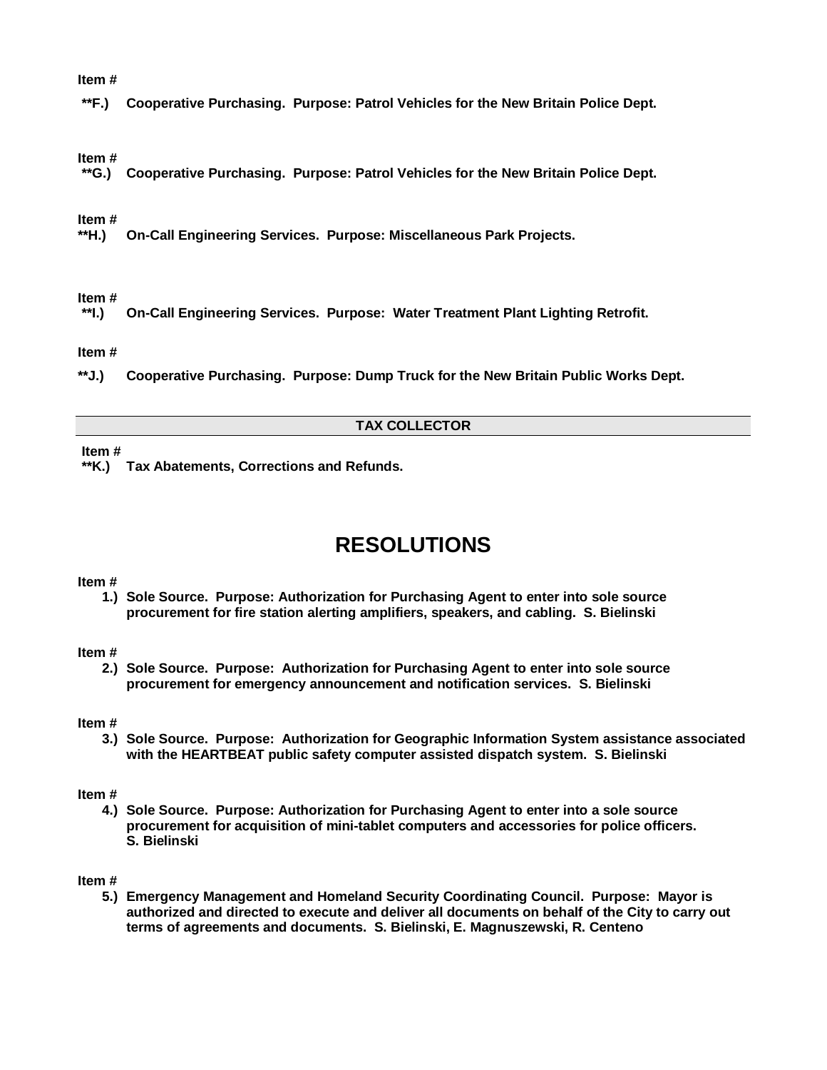**Item #**

**\*\*F.) Cooperative Purchasing. Purpose: Patrol Vehicles for the New Britain Police Dept.**

**Item #**

**\*\*G.) Cooperative Purchasing. Purpose: Patrol Vehicles for the New Britain Police Dept.**

**Item #**

**\*\*H.) On-Call Engineering Services. Purpose: Miscellaneous Park Projects.**

**Item #**

**\*\*I.) On-Call Engineering Services. Purpose: Water Treatment Plant Lighting Retrofit.**

**Item #**

**\*\*J.) Cooperative Purchasing. Purpose: Dump Truck for the New Britain Public Works Dept.**

### TAX COLLECTOR

**Item #**

**\*\*K.) Tax Abatements, Corrections and Refunds.**

# RESOLUTIONS

**Item #**

**1.) Sole Source. Purpose: Authorization for Purchasing Agent to enter into sole source procurement for fire station alerting amplifiers, speakers, and cabling. S. Bielinski**

**Item #**

**2.) Sole Source. Purpose: Authorization for Purchasing Agent to enter into sole source procurement for emergency announcement and notification services. S. Bielinski**

**Item #**

**3.) Sole Source. Purpose: Authorization for Geographic Information System assistance associated with the HEARTBEAT public safety computer assisted dispatch system. S. Bielinski**

**Item #**

**4.) Sole Source. Purpose: Authorization for Purchasing Agent to enter into a sole source procurement for acquisition of mini-tablet computers and accessories for police officers. S. Bielinski**

**Item #**

**5.) Emergency Management and Homeland Security Coordinating Council. Purpose: Mayor is authorized and directed to execute and deliver all documents on behalf of the City to carry out terms of agreements and documents. S. Bielinski, E. Magnuszewski, R. Centeno**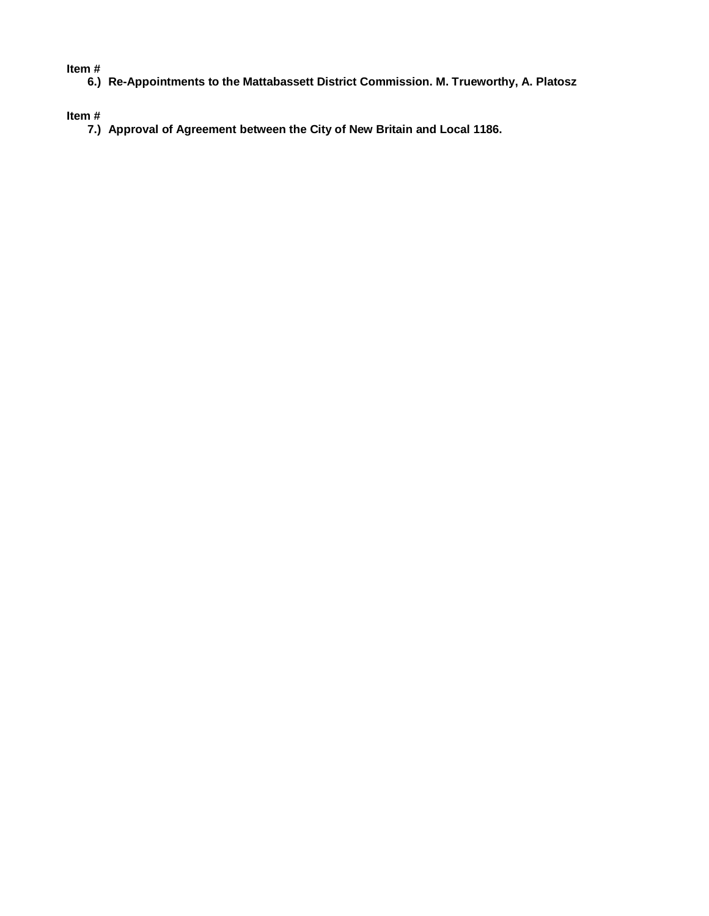**Item #**

**6.) Re-Appointments to the Mattabassett District Commission. M. Trueworthy, A. Platosz**

**Item #**

**7.) Approval of Agreement between the City of New Britain and Local 1186.**